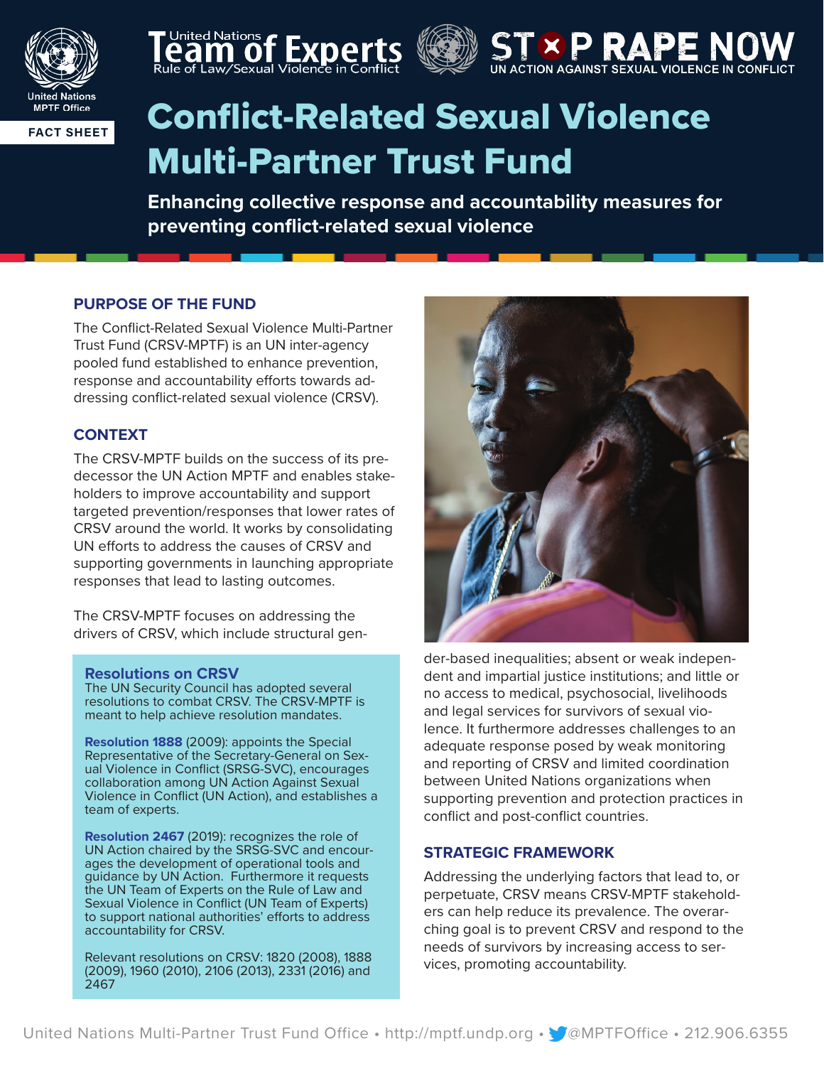United Nations MPTF Office

FACT SHEET

United Nations Team of Experts Rule of Law/Sexual Violence in Conflict

STOP RAPE NOW — UN ACTION AGAINST SEXUAL VIOLENCE IN CONFLICT

# Conflict-Related Sexual Violence Multi-Partner Trust Fund

**Enhancing collective response and accountability measures for preventing conflict-related sexual violence**

## PURPOSE OF THE FUND

The Conflict-Related Sexual Violence Multi-Partner Trust Fund (CRSV-MPTF) is an UN inter-agency pooled fund established to enhance prevention, response and accountability efforts towards addressing conflict-related sexual violence (CRSV).

## CONTEXT

The CRSV-MPTF builds on the success of its predecessor the UN Action MPTF and enables stakeholders to improve accountability and support targeted prevention/responses that lower rates of CRSV around the world. It works by consolidating UN efforts to address the causes of CRSV and supporting governments in launching appropriate responses that lead to lasting outcomes.

The CRSV-MPTF focuses on addressing the drivers of CRSV, which include structural gender-based inequalities; absent or weak independent and impartial justice institutions; and little or no access to medical, psychosocial, livelihoods and legal services for survivors of sexual violence. It furthermore addresses challenges to an adequate response posed by weak monitoring and reporting of CRSV and limited coordination between United Nations organizations when supporting prevention and protection practices in conflict and post-conflict countries.

### Resolutions on CRSV

The UN Security Council has adopted several resolutions to combat CRSV. The CRSV-MPTF is meant to help achieve resolution mandates.

**Resolution 1888** (2009): appoints the Special Representative of the Secretary-General on Sexual Violence in Conflict (SRSG-SVC), encourages collaboration among UN Action Against Sexual Violence in Conflict (UN Action), and establishes a team of experts.

**Resolution 2467** (2019): recognizes the role of UN Action chaired by the SRSG-SVC and encourages the development of operational tools and guidance by UN Action. Furthermore it requests the UN Team of Experts on the Rule of Law and Sexual Violence in Conflict (UN Team of Experts) to support national authorities' efforts to address accountability for CRSV.

Relevant resolutions on CRSV: 1820 (2008), 1888 (2009), 1960 (2010), 2106 (2013), 2331 (2016) and 2467

## STRATEGIC FRAMEWORK

Addressing the underlying factors that lead to, or perpetuate, CRSV means CRSV-MPTF stakeholders can help reduce its prevalence. The overarching goal is to prevent CRSV and respond to the needs of survivors by increasing access to services, promoting accountability.

United Nations Multi-Partner Trust Fund Office • http://mptf.undp.org • @MPTFOffice • 212.906.6355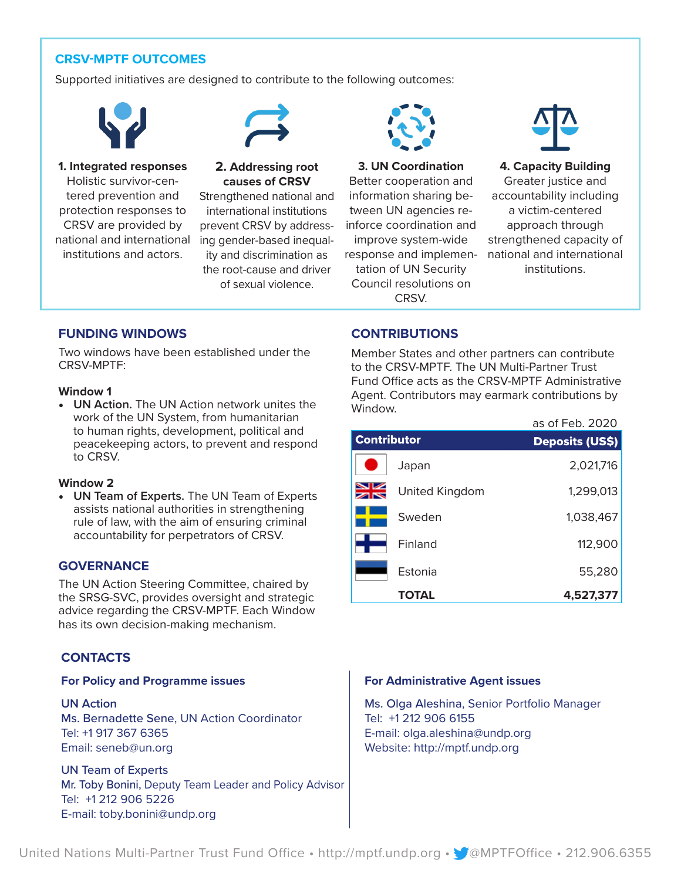## CRSV-MPTF OUTCOMES

Supported initiatives are designed to contribute to the following outcomes:

**1. Integrated responses**
Holistic survivor-centered prevention and protection responses to CRSV are provided by national and international institutions and actors.

**2. Addressing root causes of CRSV**
Strengthened national and international institutions prevent CRSV by addressing gender-based inequality and discrimination as the root-cause and driver of sexual violence.

**3. UN Coordination**
Better cooperation and information sharing between UN agencies reinforce coordination and improve system-wide response and implementation of UN Security Council resolutions on CRSV.

**4. Capacity Building**
Greater justice and accountability including a victim-centered approach through strengthened capacity of national and international institutions.

## FUNDING WINDOWS

Two windows have been established under the CRSV-MPTF:

**Window 1**

- **UN Action.** The UN Action network unites the work of the UN System, from humanitarian to human rights, development, political and peacekeeping actors, to prevent and respond to CRSV.

**Window 2**

- **UN Team of Experts.** The UN Team of Experts assists national authorities in strengthening rule of law, with the aim of ensuring criminal accountability for perpetrators of CRSV.

## GOVERNANCE

The UN Action Steering Committee, chaired by the SRSG-SVC, provides oversight and strategic advice regarding the CRSV-MPTF. Each Window has its own decision-making mechanism.

## CONTRIBUTIONS

Member States and other partners can contribute to the CRSV-MPTF. The UN Multi-Partner Trust Fund Office acts as the CRSV-MPTF Administrative Agent. Contributors may earmark contributions by Window.

as of Feb. 2020

| Contributor | Deposits (US$) |
|---|---|
| Japan | 2,021,716 |
| United Kingdom | 1,299,013 |
| Sweden | 1,038,467 |
| Finland | 112,900 |
| Estonia | 55,280 |
| **TOTAL** | **4,527,377** |

## CONTACTS

### For Policy and Programme issues

**UN Action**
Ms. Bernadette Sene, UN Action Coordinator
Tel: +1 917 367 6365
Email: seneb@un.org

**UN Team of Experts**
Mr. Toby Bonini, Deputy Team Leader and Policy Advisor
Tel: +1 212 906 5226
E-mail: toby.bonini@undp.org

### For Administrative Agent issues

Ms. Olga Aleshina, Senior Portfolio Manager
Tel: +1 212 906 6155
E-mail: olga.aleshina@undp.org
Website: http://mptf.undp.org

United Nations Multi-Partner Trust Fund Office • http://mptf.undp.org • @MPTFOffice • 212.906.6355